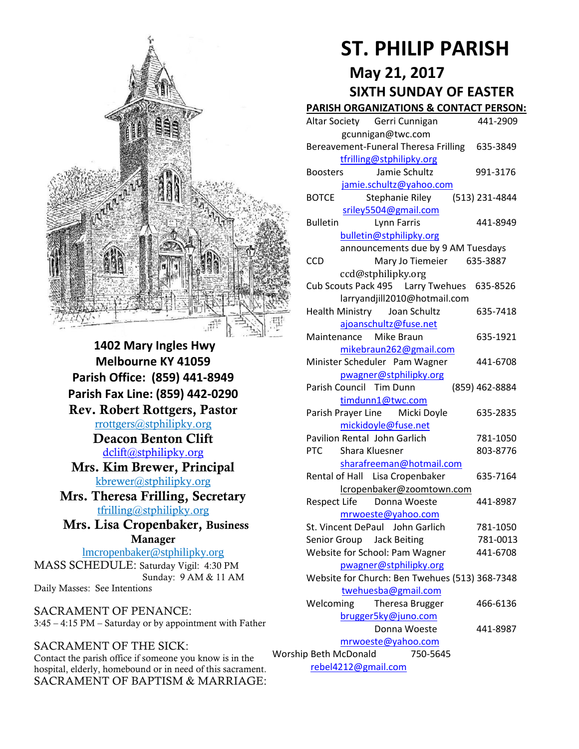# ST. PHILIP PARISH

## May 21, 2017

## SIXTH SUNDAY OF EASTER

**1402 Mary Ingles Hwy**
**Melbourne KY 41059**
**Parish Office: (859) 441-8949**
**Parish Fax Line: (859) 442-0290**

**Rev. Robert Rottgers, Pastor**
rrottgers@stphilipky.org

**Deacon Benton Clift**
dclift@stphilipky.org

**Mrs. Kim Brewer, Principal**
kbrewer@sphilipky.org

**Mrs. Theresa Frilling, Secretary**
tfrilling@stphilipky.org

**Mrs. Lisa Cropenbaker, Business Manager**
lmcropenbaker@stphilipky.org

MASS SCHEDULE: Saturday Vigil: 4:30 PM
Sunday: 9 AM & 11 AM
Daily Masses: See Intentions

SACRAMENT OF PENANCE:
3:45 – 4:15 PM – Saturday or by appointment with Father

SACRAMENT OF THE SICK:
Contact the parish office if someone you know is in the hospital, elderly, homebound or in need of this sacrament.

SACRAMENT OF BAPTISM & MARRIAGE:

**PARISH ORGANIZATIONS & CONTACT PERSON:**

Altar Society Gerri Cunnigan 441-2909
gcunnigan@twc.com

Bereavement-Funeral Theresa Frilling 635-3849
tfrilling@stphilipky.org

Boosters Jamie Schultz 991-3176
jamie.schultz@yahoo.com

BOTCE Stephanie Riley (513) 231-4844
sriley5504@gmail.com

Bulletin Lynn Farris 441-8949
bulletin@stphilipky.org
announcements due by 9 AM Tuesdays

CCD Mary Jo Tiemeier 635-3887
ccd@stphilipky.org

Cub Scouts Pack 495 Larry Twehues 635-8526
larryandjill2010@hotmail.com

Health Ministry Joan Schultz 635-7418
ajoanschultz@fuse.net

Maintenance Mike Braun 635-1921
mikebraun262@gmail.com

Minister Scheduler Pam Wagner 441-6708
pwagner@stphilipky.org

Parish Council Tim Dunn (859) 462-8884
timdunn1@twc.com

Parish Prayer Line Micki Doyle 635-2835
mickidoyle@fuse.net

Pavilion Rental John Garlich 781-1050

PTC Shara Kluesner 803-8776
sharafreeman@hotmail.com

Rental of Hall Lisa Cropenbaker 635-7164
lcropenbaker@zoomtown.com

Respect Life Donna Woeste 441-8987
mrwoeste@yahoo.com

St. Vincent DePaul John Garlich 781-1050

Senior Group Jack Beiting 781-0013

Website for School: Pam Wagner 441-6708
pwagner@stphilipky.org

Website for Church: Ben Twehues (513) 368-7348
twehuesba@gmail.com

Welcoming Theresa Brugger 466-6136
brugger5ky@juno.com
Donna Woeste 441-8987
mrwoeste@yahoo.com

Worship Beth McDonald 750-5645
rebel4212@gmail.com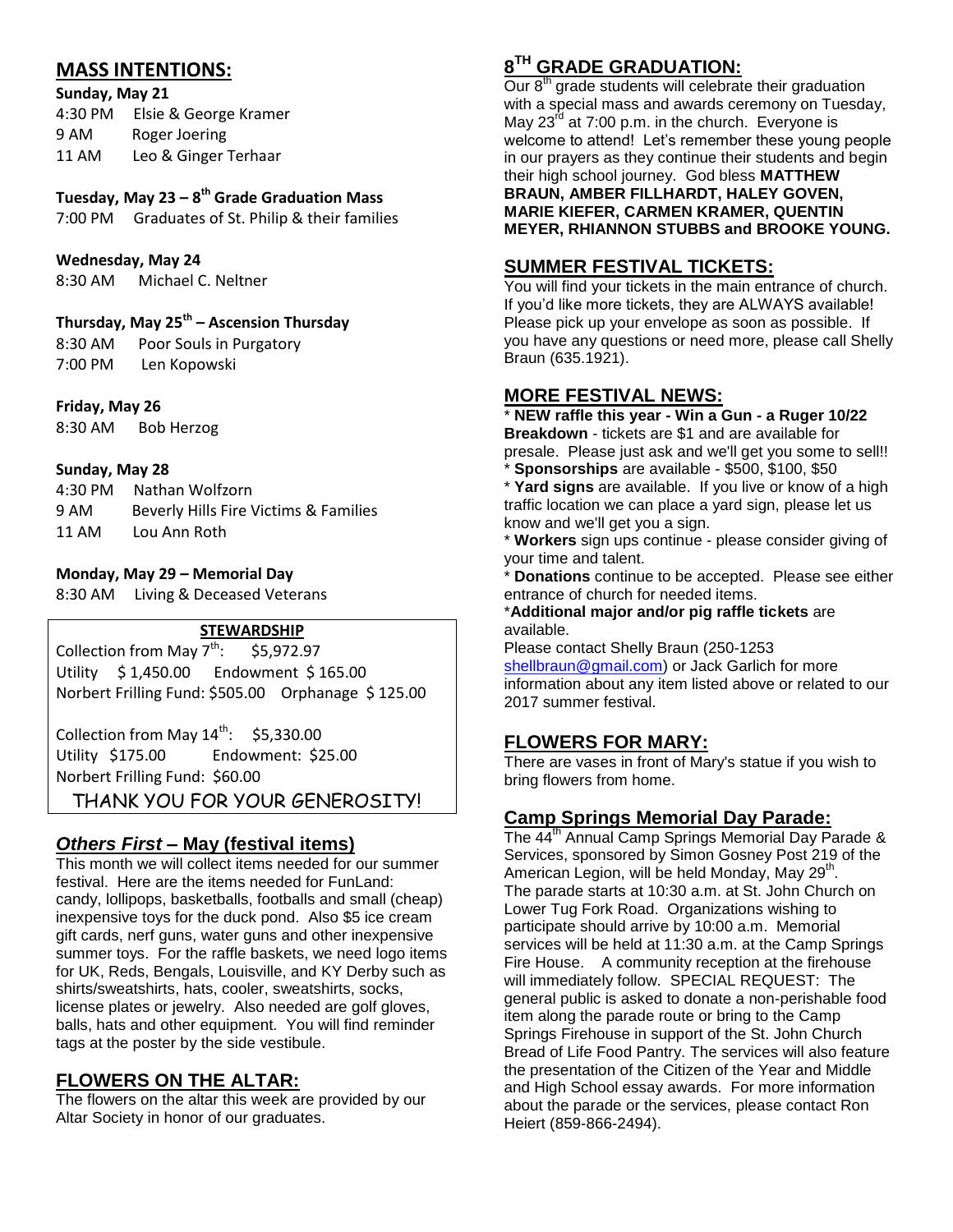## MASS INTENTIONS:

**Sunday, May 21**

4:30 PM Elsie & George Kramer
9 AM Roger Joering
11 AM Leo & Ginger Terhaar

**Tuesday, May 23 – 8th Grade Graduation Mass**

7:00 PM Graduates of St. Philip & their families

**Wednesday, May 24**

8:30 AM Michael C. Neltner

**Thursday, May 25th – Ascension Thursday**

8:30 AM Poor Souls in Purgatory
7:00 PM Len Kopowski

**Friday, May 26**

8:30 AM Bob Herzog

**Sunday, May 28**

4:30 PM Nathan Wolfzorn
9 AM Beverly Hills Fire Victims & Families
11 AM Lou Ann Roth

**Monday, May 29 – Memorial Day**

8:30 AM Living & Deceased Veterans

### STEWARDSHIP

Collection from May 7th: $5,972.97
Utility $ 1,450.00 Endowment $ 165.00
Norbert Frilling Fund: $505.00 Orphanage $ 125.00

Collection from May 14th: $5,330.00
Utility $175.00 Endowment: $25.00
Norbert Frilling Fund: $60.00

THANK YOU FOR YOUR GENEROSITY!

## *Others First* – May (festival items)

This month we will collect items needed for our summer festival. Here are the items needed for FunLand: candy, lollipops, basketballs, footballs and small (cheap) inexpensive toys for the duck pond. Also $5 ice cream gift cards, nerf guns, water guns and other inexpensive summer toys. For the raffle baskets, we need logo items for UK, Reds, Bengals, Louisville, and KY Derby such as shirts/sweatshirts, hats, cooler, sweatshirts, socks, license plates or jewelry. Also needed are golf gloves, balls, hats and other equipment. You will find reminder tags at the poster by the side vestibule.

## FLOWERS ON THE ALTAR:

The flowers on the altar this week are provided by our Altar Society in honor of our graduates.

## 8TH GRADE GRADUATION:

Our 8th grade students will celebrate their graduation with a special mass and awards ceremony on Tuesday, May 23rd at 7:00 p.m. in the church. Everyone is welcome to attend! Let's remember these young people in our prayers as they continue their students and begin their high school journey. God bless **MATTHEW BRAUN, AMBER FILLHARDT, HALEY GOVEN, MARIE KIEFER, CARMEN KRAMER, QUENTIN MEYER, RHIANNON STUBBS and BROOKE YOUNG.**

## SUMMER FESTIVAL TICKETS:

You will find your tickets in the main entrance of church. If you'd like more tickets, they are ALWAYS available! Please pick up your envelope as soon as possible. If you have any questions or need more, please call Shelly Braun (635.1921).

## MORE FESTIVAL NEWS:

* **NEW raffle this year - Win a Gun - a Ruger 10/22 Breakdown** - tickets are $1 and are available for presale. Please just ask and we'll get you some to sell!!
* **Sponsorships** are available - $500, $100, $50
* **Yard signs** are available. If you live or know of a high traffic location we can place a yard sign, please let us know and we'll get you a sign.
* **Workers** sign ups continue - please consider giving of your time and talent.
* **Donations** continue to be accepted. Please see either entrance of church for needed items.
* **Additional major and/or pig raffle tickets** are available.

Please contact Shelly Braun (250-1253 shellbraun@gmail.com) or Jack Garlich for more information about any item listed above or related to our 2017 summer festival.

## FLOWERS FOR MARY:

There are vases in front of Mary's statue if you wish to bring flowers from home.

## Camp Springs Memorial Day Parade:

The 44th Annual Camp Springs Memorial Day Parade & Services, sponsored by Simon Gosney Post 219 of the American Legion, will be held Monday, May 29th. The parade starts at 10:30 a.m. at St. John Church on Lower Tug Fork Road. Organizations wishing to participate should arrive by 10:00 a.m. Memorial services will be held at 11:30 a.m. at the Camp Springs Fire House. A community reception at the firehouse will immediately follow. SPECIAL REQUEST: The general public is asked to donate a non-perishable food item along the parade route or bring to the Camp Springs Firehouse in support of the St. John Church Bread of Life Food Pantry. The services will also feature the presentation of the Citizen of the Year and Middle and High School essay awards. For more information about the parade or the services, please contact Ron Heiert (859-866-2494).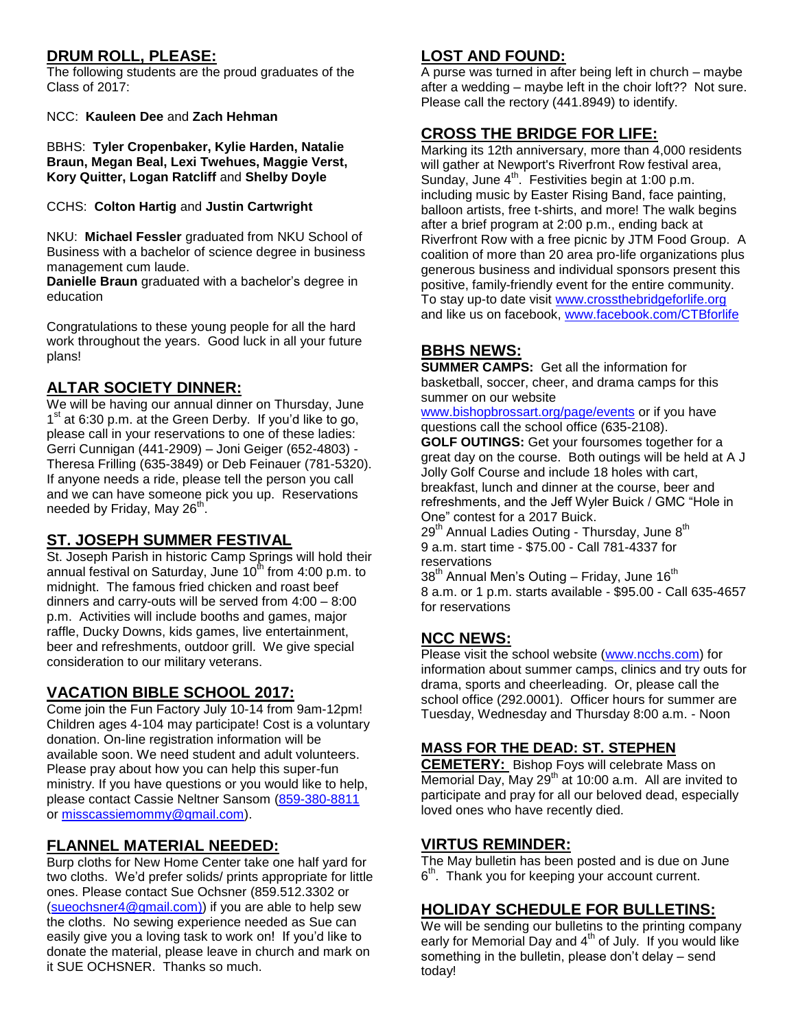## DRUM ROLL, PLEASE:

The following students are the proud graduates of the Class of 2017:

NCC: **Kauleen Dee** and **Zach Hehman**

BBHS: **Tyler Cropenbaker, Kylie Harden, Natalie Braun, Megan Beal, Lexi Twehues, Maggie Verst, Kory Quitter, Logan Ratcliff** and **Shelby Doyle**

CCHS: **Colton Hartig** and **Justin Cartwright**

NKU: **Michael Fessler** graduated from NKU School of Business with a bachelor of science degree in business management cum laude.
**Danielle Braun** graduated with a bachelor's degree in education

Congratulations to these young people for all the hard work throughout the years. Good luck in all your future plans!

## ALTAR SOCIETY DINNER:

We will be having our annual dinner on Thursday, June 1st at 6:30 p.m. at the Green Derby. If you'd like to go, please call in your reservations to one of these ladies: Gerri Cunnigan (441-2909) – Joni Geiger (652-4803) - Theresa Frilling (635-3849) or Deb Feinauer (781-5320). If anyone needs a ride, please tell the person you call and we can have someone pick you up. Reservations needed by Friday, May 26th.

## ST. JOSEPH SUMMER FESTIVAL

St. Joseph Parish in historic Camp Springs will hold their annual festival on Saturday, June 10th from 4:00 p.m. to midnight. The famous fried chicken and roast beef dinners and carry-outs will be served from 4:00 – 8:00 p.m. Activities will include booths and games, major raffle, Ducky Downs, kids games, live entertainment, beer and refreshments, outdoor grill. We give special consideration to our military veterans.

## VACATION BIBLE SCHOOL 2017:

Come join the Fun Factory July 10-14 from 9am-12pm! Children ages 4-104 may participate! Cost is a voluntary donation. On-line registration information will be available soon. We need student and adult volunteers. Please pray about how you can help this super-fun ministry. If you have questions or you would like to help, please contact Cassie Neltner Sansom (859-380-8811 or misscassiemommy@gmail.com).

## FLANNEL MATERIAL NEEDED:

Burp cloths for New Home Center take one half yard for two cloths. We'd prefer solids/ prints appropriate for little ones. Please contact Sue Ochsner (859.512.3302 or (sueochsner4@gmail.com)) if you are able to help sew the cloths. No sewing experience needed as Sue can easily give you a loving task to work on! If you'd like to donate the material, please leave in church and mark on it SUE OCHSNER. Thanks so much.

## LOST AND FOUND:

A purse was turned in after being left in church – maybe after a wedding – maybe left in the choir loft?? Not sure. Please call the rectory (441.8949) to identify.

## CROSS THE BRIDGE FOR LIFE:

Marking its 12th anniversary, more than 4,000 residents will gather at Newport's Riverfront Row festival area, Sunday, June 4th. Festivities begin at 1:00 p.m. including music by Easter Rising Band, face painting, balloon artists, free t-shirts, and more! The walk begins after a brief program at 2:00 p.m., ending back at Riverfront Row with a free picnic by JTM Food Group. A coalition of more than 20 area pro-life organizations plus generous business and individual sponsors present this positive, family-friendly event for the entire community. To stay up-to date visit www.crossthebridgeforlife.org and like us on facebook, www.facebook.com/CTBforlife

## BBHS NEWS:

**SUMMER CAMPS:** Get all the information for basketball, soccer, cheer, and drama camps for this summer on our website www.bishopbrossart.org/page/events or if you have questions call the school office (635-2108).
**GOLF OUTINGS:** Get your foursomes together for a great day on the course. Both outings will be held at A J Jolly Golf Course and include 18 holes with cart, breakfast, lunch and dinner at the course, beer and refreshments, and the Jeff Wyler Buick / GMC "Hole in One" contest for a 2017 Buick.
29th Annual Ladies Outing - Thursday, June 8th
9 a.m. start time - $75.00 - Call 781-4337 for reservations
38th Annual Men's Outing – Friday, June 16th
8 a.m. or 1 p.m. starts available - $95.00 - Call 635-4657 for reservations

## NCC NEWS:

Please visit the school website (www.ncchs.com) for information about summer camps, clinics and try outs for drama, sports and cheerleading. Or, please call the school office (292.0001). Officer hours for summer are Tuesday, Wednesday and Thursday 8:00 a.m. - Noon

### MASS FOR THE DEAD: ST. STEPHEN CEMETERY:

Bishop Foys will celebrate Mass on Memorial Day, May 29th at 10:00 a.m. All are invited to participate and pray for all our beloved dead, especially loved ones who have recently died.

## VIRTUS REMINDER:

The May bulletin has been posted and is due on June 6th. Thank you for keeping your account current.

## HOLIDAY SCHEDULE FOR BULLETINS:

We will be sending our bulletins to the printing company early for Memorial Day and 4th of July. If you would like something in the bulletin, please don't delay – send today!